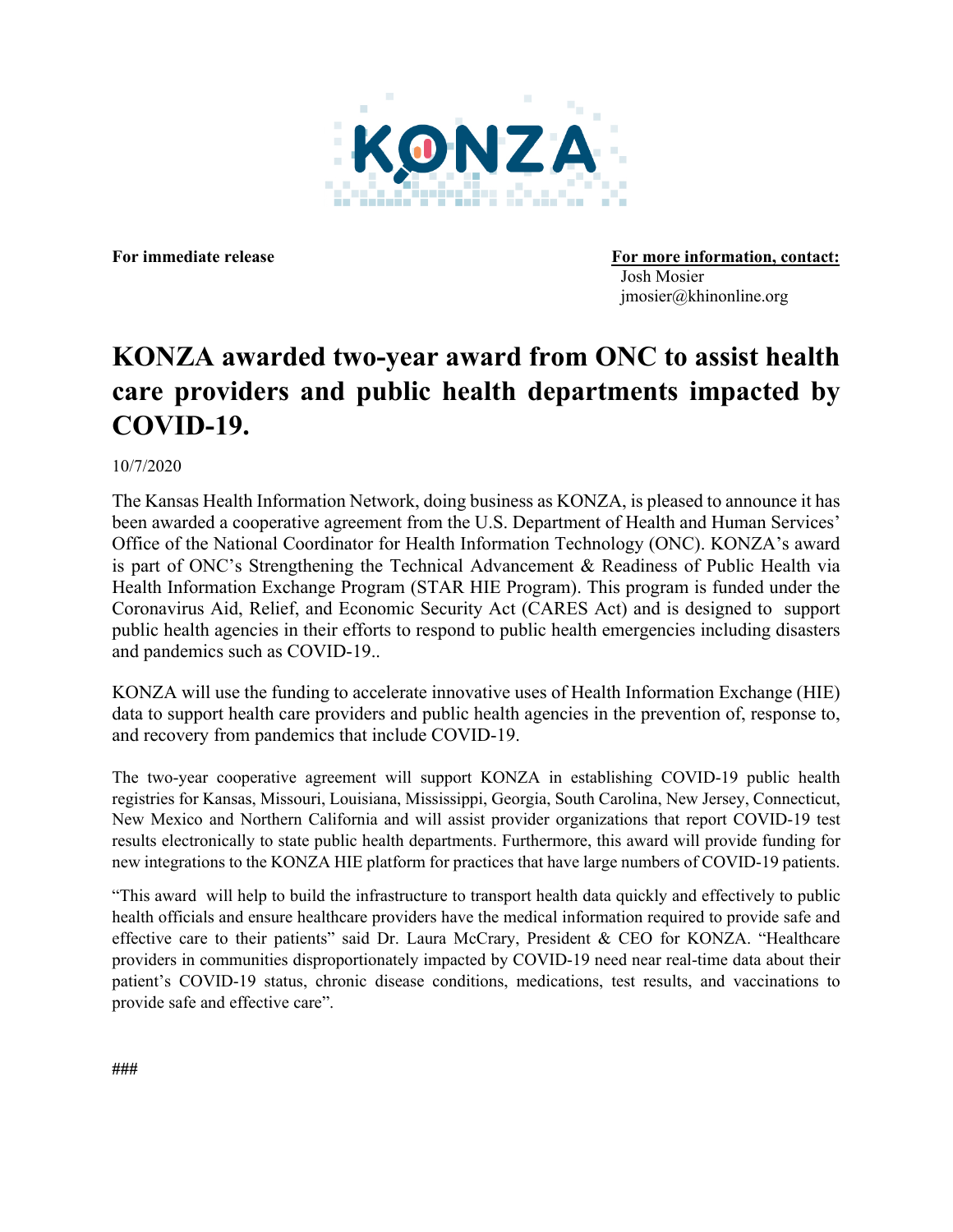**For immediate release**

**For more information, contact:**
Josh Mosier
jmosier@khinonline.org

# KONZA awarded two-year award from ONC to assist health care providers and public health departments impacted by COVID-19.

10/7/2020

The Kansas Health Information Network, doing business as KONZA, is pleased to announce it has been awarded a cooperative agreement from the U.S. Department of Health and Human Services' Office of the National Coordinator for Health Information Technology (ONC). KONZA's award is part of ONC's Strengthening the Technical Advancement & Readiness of Public Health via Health Information Exchange Program (STAR HIE Program). This program is funded under the Coronavirus Aid, Relief, and Economic Security Act (CARES Act) and is designed to support public health agencies in their efforts to respond to public health emergencies including disasters and pandemics such as COVID-19..

KONZA will use the funding to accelerate innovative uses of Health Information Exchange (HIE) data to support health care providers and public health agencies in the prevention of, response to, and recovery from pandemics that include COVID-19.

The two-year cooperative agreement will support KONZA in establishing COVID-19 public health registries for Kansas, Missouri, Louisiana, Mississippi, Georgia, South Carolina, New Jersey, Connecticut, New Mexico and Northern California and will assist provider organizations that report COVID-19 test results electronically to state public health departments. Furthermore, this award will provide funding for new integrations to the KONZA HIE platform for practices that have large numbers of COVID-19 patients.

"This award will help to build the infrastructure to transport health data quickly and effectively to public health officials and ensure healthcare providers have the medical information required to provide safe and effective care to their patients" said Dr. Laura McCrary, President & CEO for KONZA. "Healthcare providers in communities disproportionately impacted by COVID-19 need near real-time data about their patient's COVID-19 status, chronic disease conditions, medications, test results, and vaccinations to provide safe and effective care".

###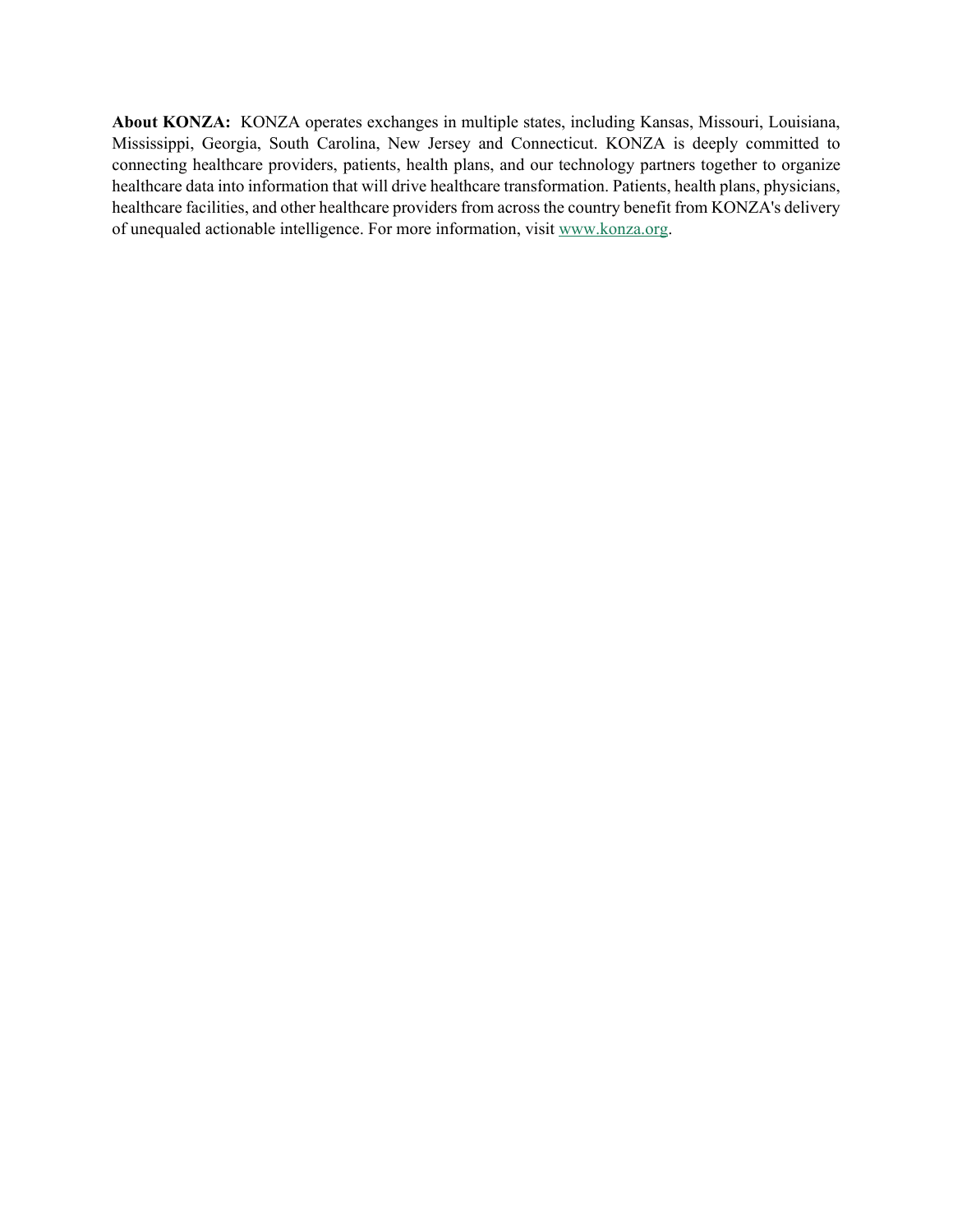**About KONZA:** KONZA operates exchanges in multiple states, including Kansas, Missouri, Louisiana, Mississippi, Georgia, South Carolina, New Jersey and Connecticut. KONZA is deeply committed to connecting healthcare providers, patients, health plans, and our technology partners together to organize healthcare data into information that will drive healthcare transformation. Patients, health plans, physicians, healthcare facilities, and other healthcare providers from across the country benefit from KONZA's delivery of unequaled actionable intelligence. For more information, visit [www.konza.org](http://www.konza.org).